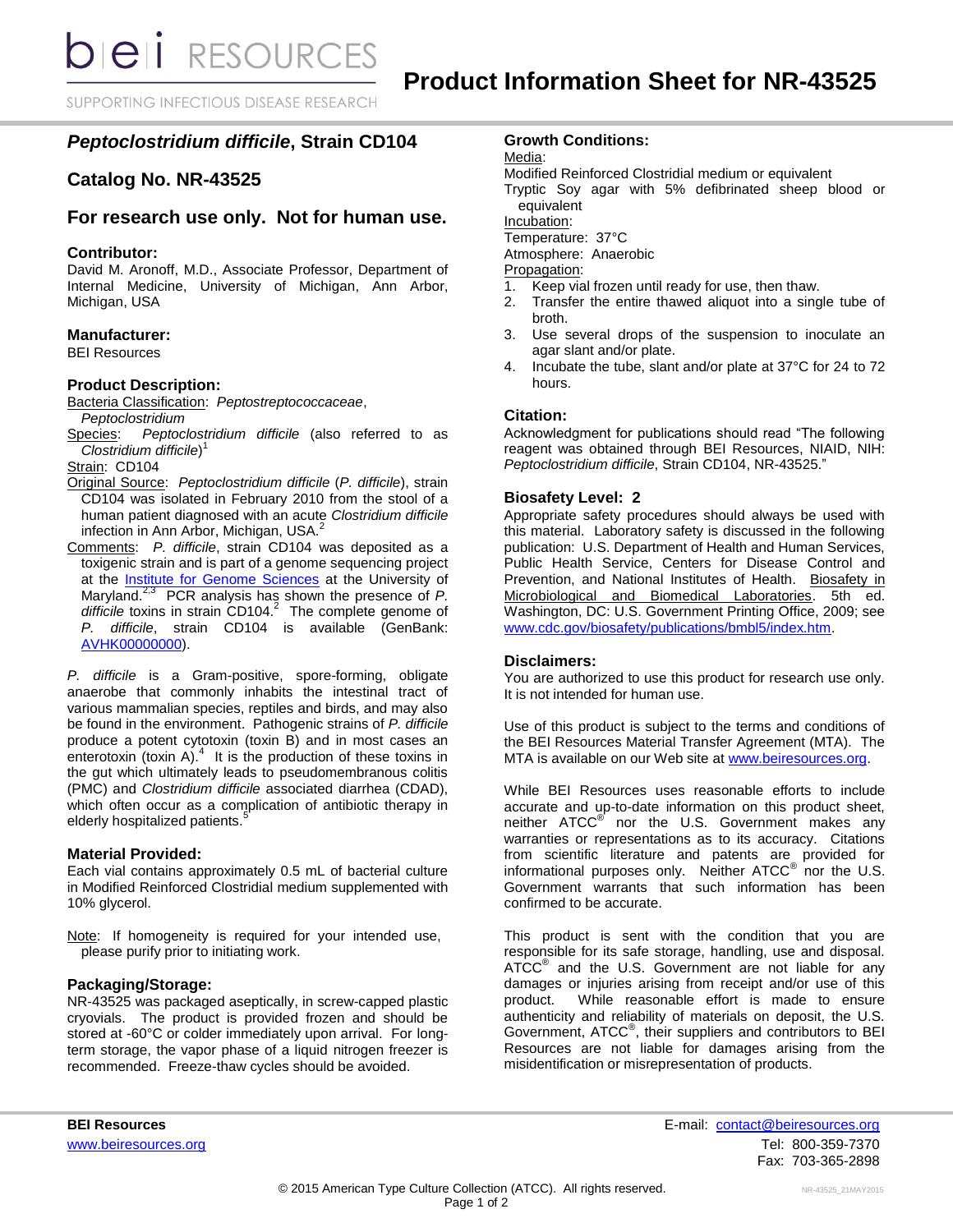# Product Information Sheet for NR-43525

## *Peptoclostridium difficile*, Strain CD104

## Catalog No. NR-43525

## For research use only. Not for human use.

### Contributor:

David M. Aronoff, M.D., Associate Professor, Department of Internal Medicine, University of Michigan, Ann Arbor, Michigan, USA

### Manufacturer:

BEI Resources

### Product Description:

Bacteria Classification: *Peptostreptococcaceae*, *Peptoclostridium*

Species: *Peptoclostridium difficile* (also referred to as *Clostridium difficile*)[1]

Strain: CD104

Original Source: *Peptoclostridium difficile* (*P. difficile*), strain CD104 was isolated in February 2010 from the stool of a human patient diagnosed with an acute *Clostridium difficile* infection in Ann Arbor, Michigan, USA.[2]

Comments: *P. difficile*, strain CD104 was deposited as a toxigenic strain and is part of a genome sequencing project at the Institute for Genome Sciences at the University of Maryland.[2,3] PCR analysis has shown the presence of *P. difficile* toxins in strain CD104.[2] The complete genome of *P. difficile*, strain CD104 is available (GenBank: AVHK00000000).

*P. difficile* is a Gram-positive, spore-forming, obligate anaerobe that commonly inhabits the intestinal tract of various mammalian species, reptiles and birds, and may also be found in the environment. Pathogenic strains of *P. difficile* produce a potent cytotoxin (toxin B) and in most cases an enterotoxin (toxin A).[4] It is the production of these toxins in the gut which ultimately leads to pseudomembranous colitis (PMC) and *Clostridium difficile* associated diarrhea (CDAD), which often occur as a complication of antibiotic therapy in elderly hospitalized patients.[5]

### Material Provided:

Each vial contains approximately 0.5 mL of bacterial culture in Modified Reinforced Clostridial medium supplemented with 10% glycerol.

Note: If homogeneity is required for your intended use, please purify prior to initiating work.

### Packaging/Storage:

NR-43525 was packaged aseptically, in screw-capped plastic cryovials. The product is provided frozen and should be stored at -60°C or colder immediately upon arrival. For long-term storage, the vapor phase of a liquid nitrogen freezer is recommended. Freeze-thaw cycles should be avoided.

### Growth Conditions:

Media:
Modified Reinforced Clostridial medium or equivalent
Tryptic Soy agar with 5% defibrinated sheep blood or equivalent

Incubation:
Temperature: 37°C
Atmosphere: Anaerobic

Propagation:

1. Keep vial frozen until ready for use, then thaw.
2. Transfer the entire thawed aliquot into a single tube of broth.
3. Use several drops of the suspension to inoculate an agar slant and/or plate.
4. Incubate the tube, slant and/or plate at 37°C for 24 to 72 hours.

### Citation:

Acknowledgment for publications should read "The following reagent was obtained through BEI Resources, NIAID, NIH: *Peptoclostridium difficile*, Strain CD104, NR-43525."

### Biosafety Level: 2

Appropriate safety procedures should always be used with this material. Laboratory safety is discussed in the following publication: U.S. Department of Health and Human Services, Public Health Service, Centers for Disease Control and Prevention, and National Institutes of Health. Biosafety in Microbiological and Biomedical Laboratories. 5th ed. Washington, DC: U.S. Government Printing Office, 2009; see www.cdc.gov/biosafety/publications/bmbl5/index.htm.

### Disclaimers:

You are authorized to use this product for research use only. It is not intended for human use.

Use of this product is subject to the terms and conditions of the BEI Resources Material Transfer Agreement (MTA). The MTA is available on our Web site at www.beiresources.org.

While BEI Resources uses reasonable efforts to include accurate and up-to-date information on this product sheet, neither ATCC® nor the U.S. Government makes any warranties or representations as to its accuracy. Citations from scientific literature and patents are provided for informational purposes only. Neither ATCC® nor the U.S. Government warrants that such information has been confirmed to be accurate.

This product is sent with the condition that you are responsible for its safe storage, handling, use and disposal. ATCC® and the U.S. Government are not liable for any damages or injuries arising from receipt and/or use of this product. While reasonable effort is made to ensure authenticity and reliability of materials on deposit, the U.S. Government, ATCC®, their suppliers and contributors to BEI Resources are not liable for damages arising from the misidentification or misrepresentation of products.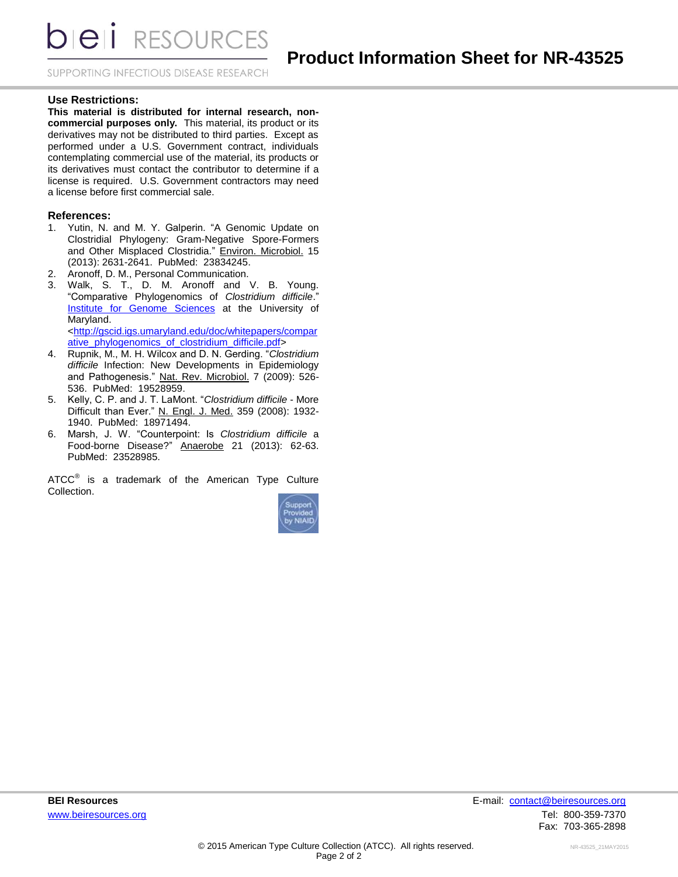### Use Restrictions:

**This material is distributed for internal research, non-commercial purposes only.** This material, its product or its derivatives may not be distributed to third parties. Except as performed under a U.S. Government contract, individuals contemplating commercial use of the material, its products or its derivatives must contact the contributor to determine if a license is required. U.S. Government contractors may need a license before first commercial sale.

### References:

1. Yutin, N. and M. Y. Galperin. "A Genomic Update on Clostridial Phylogeny: Gram-Negative Spore-Formers and Other Misplaced Clostridia." Environ. Microbiol. 15 (2013): 2631-2641. PubMed: 23834245.
2. Aronoff, D. M., Personal Communication.
3. Walk, S. T., D. M. Aronoff and V. B. Young. "Comparative Phylogenomics of *Clostridium difficile*." Institute for Genome Sciences at the University of Maryland. <http://gscid.igs.umaryland.edu/doc/whitepapers/comparative_phylogenomics_of_clostridium_difficile.pdf>
4. Rupnik, M., M. H. Wilcox and D. N. Gerding. "*Clostridium difficile* Infection: New Developments in Epidemiology and Pathogenesis." Nat. Rev. Microbiol. 7 (2009): 526-536. PubMed: 19528959.
5. Kelly, C. P. and J. T. LaMont. "*Clostridium difficile* - More Difficult than Ever." N. Engl. J. Med. 359 (2008): 1932-1940. PubMed: 18971494.
6. Marsh, J. W. "Counterpoint: Is *Clostridium difficile* a Food-borne Disease?" Anaerobe 21 (2013): 62-63. PubMed: 23528985.

ATCC® is a trademark of the American Type Culture Collection.